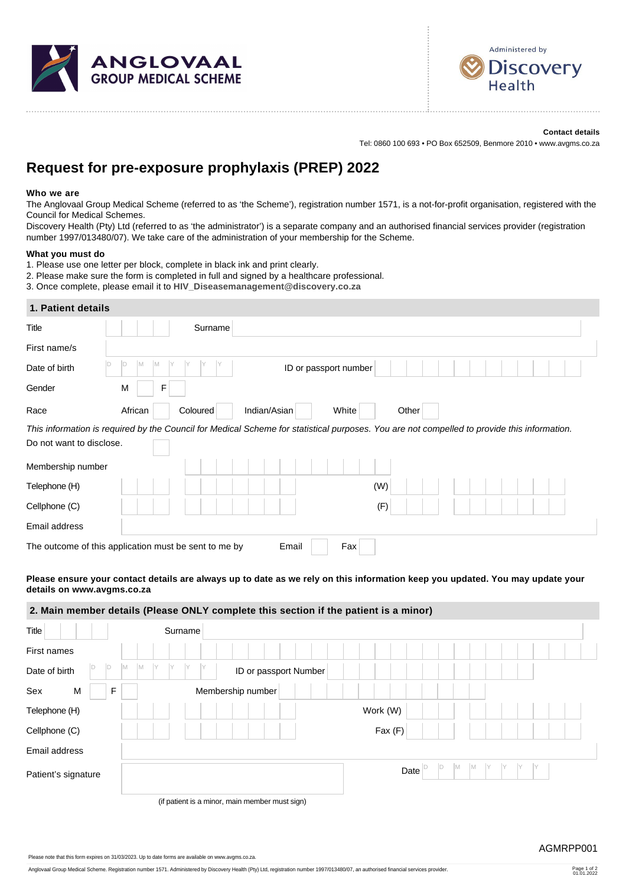ANGLOVAAL GROUP MEDICAL SCHEME

Administered by Discovery Health

**Contact details**

Tel: 0860 100 693 • PO Box 652509, Benmore 2010 • www.avgms.co.za

# Request for pre-exposure prophylaxis (PREP) 2022

**Who we are**

The Anglovaal Group Medical Scheme (referred to as 'the Scheme'), registration number 1571, is a not-for-profit organisation, registered with the Council for Medical Schemes.

Discovery Health (Pty) Ltd (referred to as 'the administrator') is a separate company and an authorised financial services provider (registration number 1997/013480/07). We take care of the administration of your membership for the Scheme.

**What you must do**

1. Please use one letter per block, complete in black ink and print clearly.
2. Please make sure the form is completed in full and signed by a healthcare professional.
3. Once complete, please email it to **HIV_Diseasemanagement@discovery.co.za**

## 1. Patient details

Title | | Surname |

First name/s |

Date of birth D D M M Y Y Y Y | ID or passport number |

Gender M | F |

Race African | Coloured | Indian/Asian | White | Other |

*This information is required by the Council for Medical Scheme for statistical purposes. You are not compelled to provide this information.*

Do not want to disclose. |

Membership number |

Telephone (H) | (W) |

Cellphone (C) | (F) |

Email address |

The outcome of this application must be sent to me by Email | Fax |

**Please ensure your contact details are always up to date as we rely on this information keep you updated. You may update your details on www.avgms.co.za**

## 2. Main member details (Please ONLY complete this section if the patient is a minor)

Title | | Surname |

First names |

Date of birth D D M M Y Y Y Y | ID or passport Number |

Sex M | F | Membership number |

Telephone (H) | Work (W) |

Cellphone (C) | Fax (F) |

Email address |

Patient's signature | Date D D M M Y Y Y Y

(if patient is a minor, main member must sign)

AGMRPP001

Please note that this form expires on 31/03/2023. Up to date forms are available on www.avgms.co.za.

Anglovaal Group Medical Scheme. Registration number 1571. Administered by Discovery Health (Pty) Ltd, registration number 1997/013480/07, an authorised financial services provider.

01.01.2022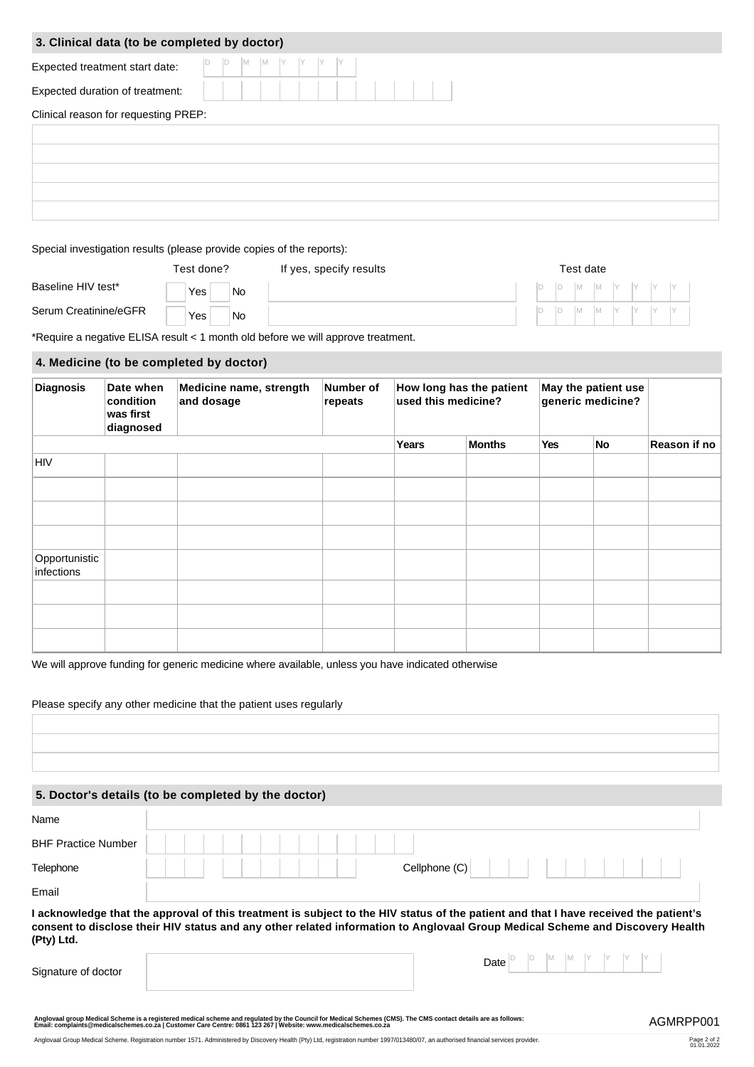## 3. Clinical data (to be completed by doctor)

Expected treatment start date: D D M M Y Y Y Y

Expected duration of treatment:

Clinical reason for requesting PREP:

Special investigation results (please provide copies of the reports):

| | Test done? | If yes, specify results | Test date |
|---|---|---|---|
| Baseline HIV test* | Yes No | | D D M M Y Y Y Y |
| Serum Creatinine/eGFR | Yes No | | D D M M Y Y Y Y |

*Require a negative ELISA result < 1 month old before we will approve treatment.

## 4. Medicine (to be completed by doctor)

| Diagnosis | Date when condition was first diagnosed | Medicine name, strength and dosage | Number of repeats | How long has the patient used this medicine? | | May the patient use generic medicine? | | |
|---|---|---|---|---|---|---|---|---|
| | | | | Years | Months | Yes | No | Reason if no |
| HIV | | | | | | | | |
| | | | | | | | | |
| | | | | | | | | |
| | | | | | | | | |
| Opportunistic infections | | | | | | | | |
| | | | | | | | | |
| | | | | | | | | |
| | | | | | | | | |

We will approve funding for generic medicine where available, unless you have indicated otherwise

Please specify any other medicine that the patient uses regularly

## 5. Doctor's details (to be completed by the doctor)

Name

BHF Practice Number

Telephone

Cellphone (C)

Email

**I acknowledge that the approval of this treatment is subject to the HIV status of the patient and that I have received the patient's consent to disclose their HIV status and any other related information to Anglovaal Group Medical Scheme and Discovery Health (Pty) Ltd.**

Signature of doctor

Date D D M M Y Y Y Y

**Anglovaal group Medical Scheme is a registered medical scheme and regulated by the Council for Medical Schemes (CMS). The CMS contact details are as follows: Email: complaints@medicalschemes.co.za | Customer Care Centre: 0861 123 267 | Website: www.medicalschemes.co.za**

AGMRPP001

Anglovaal Group Medical Scheme. Registration number 1571. Administered by Discovery Health (Pty) Ltd, registration number 1997/013480/07, an authorised financial services provider.

01.01.2022